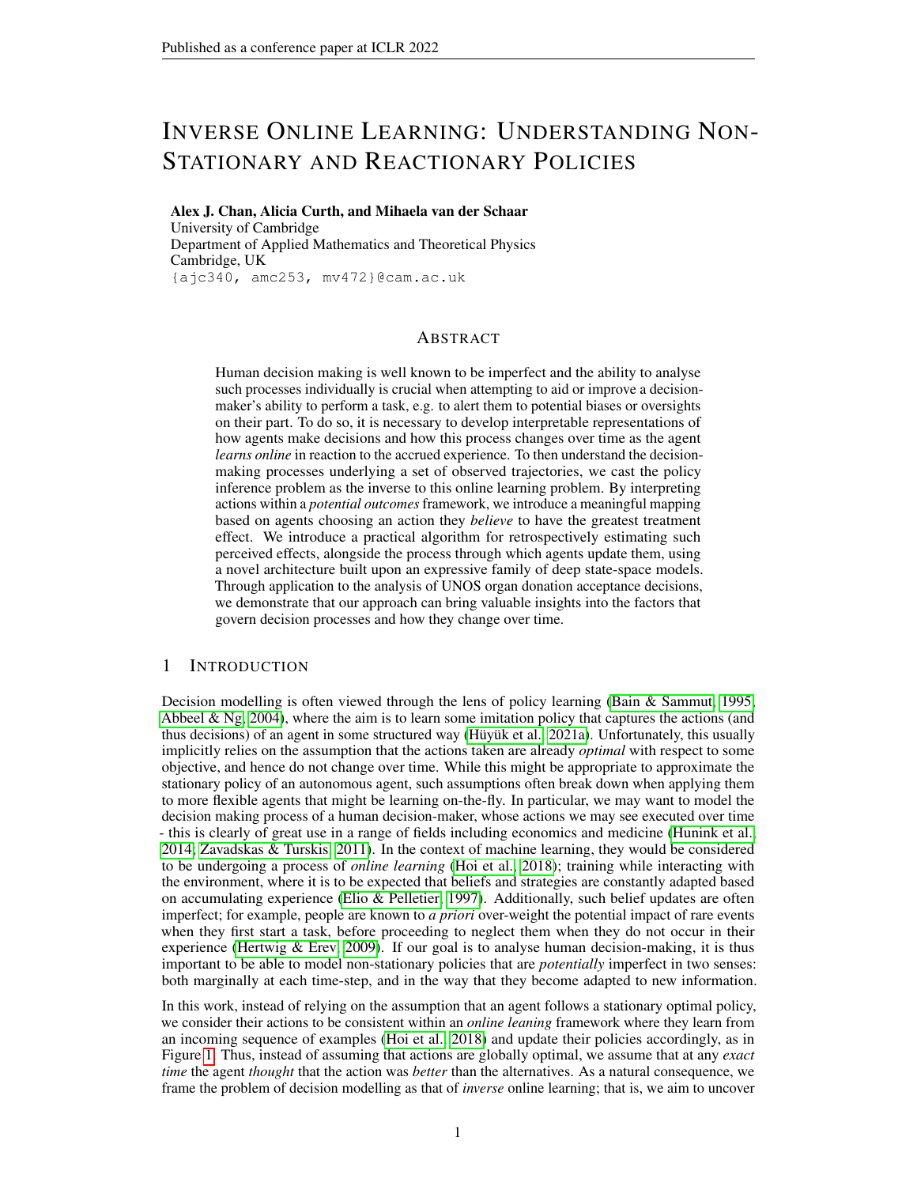# INVERSE ONLINE LEARNING: UNDERSTANDING NON-STATIONARY AND REACTIONARY POLICIES

**Alex J. Chan, Alicia Curth, and Mihaela van der Schaar**
University of Cambridge
Department of Applied Mathematics and Theoretical Physics
Cambridge, UK
{ajc340, amc253, mv472}@cam.ac.uk

## ABSTRACT

Human decision making is well known to be imperfect and the ability to analyse such processes individually is crucial when attempting to aid or improve a decision-maker's ability to perform a task, e.g. to alert them to potential biases or oversights on their part. To do so, it is necessary to develop interpretable representations of how agents make decisions and how this process changes over time as the agent *learns online* in reaction to the accrued experience. To then understand the decision-making processes underlying a set of observed trajectories, we cast the policy inference problem as the inverse to this online learning problem. By interpreting actions within a *potential outcomes* framework, we introduce a meaningful mapping based on agents choosing an action they *believe* to have the greatest treatment effect. We introduce a practical algorithm for retrospectively estimating such perceived effects, alongside the process through which agents update them, using a novel architecture built upon an expressive family of deep state-space models. Through application to the analysis of UNOS organ donation acceptance decisions, we demonstrate that our approach can bring valuable insights into the factors that govern decision processes and how they change over time.

## 1 INTRODUCTION

Decision modelling is often viewed through the lens of policy learning (Bain & Sammut, 1995; Abbeel & Ng, 2004), where the aim is to learn some imitation policy that captures the actions (and thus decisions) of an agent in some structured way (Hüyük et al., 2021a). Unfortunately, this usually implicitly relies on the assumption that the actions taken are already *optimal* with respect to some objective, and hence do not change over time. While this might be appropriate to approximate the stationary policy of an autonomous agent, such assumptions often break down when applying them to more flexible agents that might be learning on-the-fly. In particular, we may want to model the decision making process of a human decision-maker, whose actions we may see executed over time - this is clearly of great use in a range of fields including economics and medicine (Hunink et al., 2014; Zavadskas & Turskis, 2011). In the context of machine learning, they would be considered to be undergoing a process of *online learning* (Hoi et al., 2018); training while interacting with the environment, where it is to be expected that beliefs and strategies are constantly adapted based on accumulating experience (Elio & Pelletier, 1997). Additionally, such belief updates are often imperfect; for example, people are known to *a priori* over-weight the potential impact of rare events when they first start a task, before proceeding to neglect them when they do not occur in their experience (Hertwig & Erev, 2009). If our goal is to analyse human decision-making, it is thus important to be able to model non-stationary policies that are *potentially* imperfect in two senses: both marginally at each time-step, and in the way that they become adapted to new information.

In this work, instead of relying on the assumption that an agent follows a stationary optimal policy, we consider their actions to be consistent within an *online leaning* framework where they learn from an incoming sequence of examples (Hoi et al., 2018) and update their policies accordingly, as in Figure 1. Thus, instead of assuming that actions are globally optimal, we assume that at any *exact time* the agent *thought* that the action was *better* than the alternatives. As a natural consequence, we frame the problem of decision modelling as that of *inverse* online learning; that is, we aim to uncover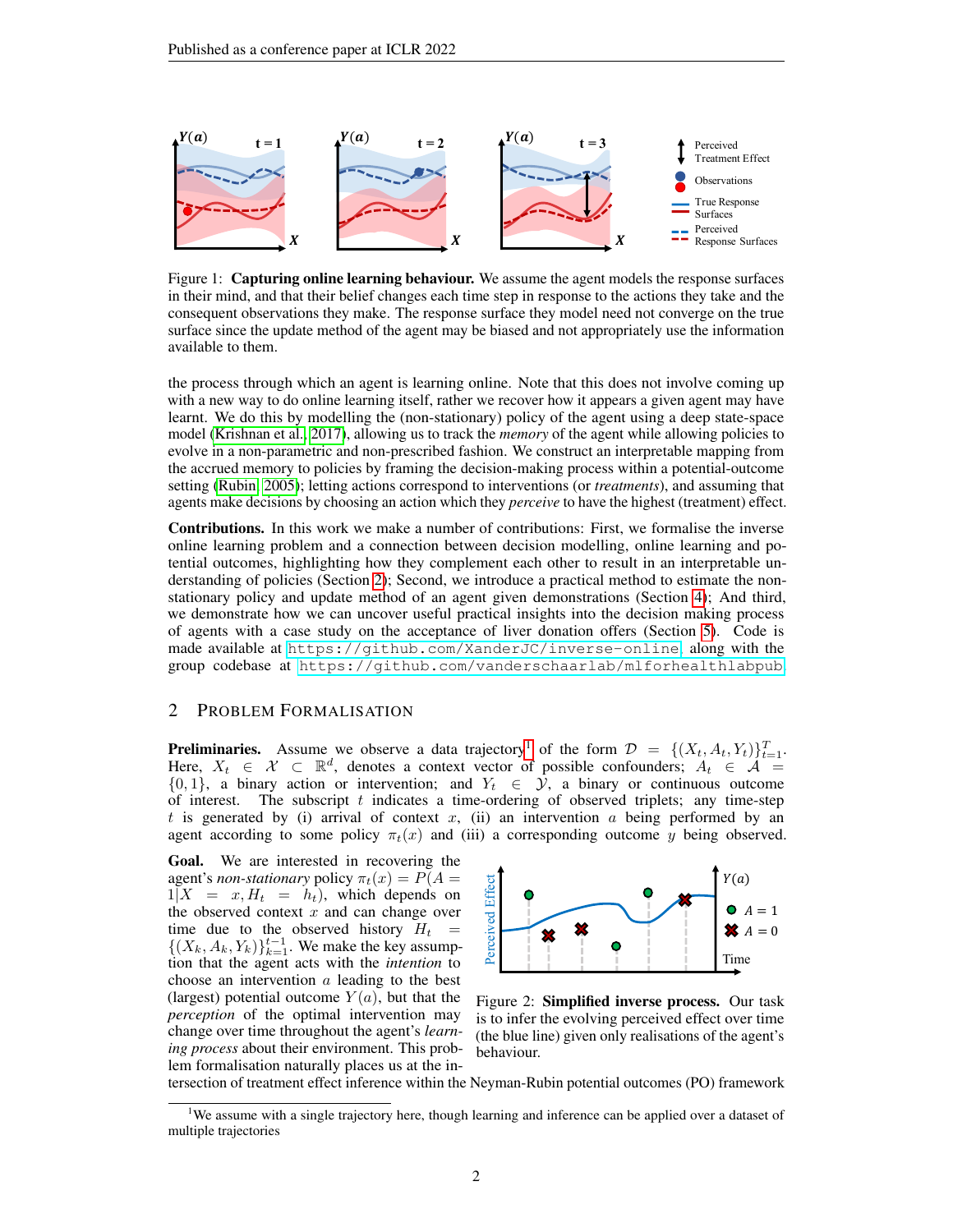Figure 1: **Capturing online learning behaviour.** We assume the agent models the response surfaces in their mind, and that their belief changes each time step in response to the actions they take and the consequent observations they make. The response surface they model need not converge on the true surface since the update method of the agent may be biased and not appropriately use the information available to them.

the process through which an agent is learning online. Note that this does not involve coming up with a new way to do online learning itself, rather we recover how it appears a given agent may have learnt. We do this by modelling the (non-stationary) policy of the agent using a deep state-space model (Krishnan et al., 2017), allowing us to track the *memory* of the agent while allowing policies to evolve in a non-parametric and non-prescribed fashion. We construct an interpretable mapping from the accrued memory to policies by framing the decision-making process within a potential-outcome setting (Rubin, 2005); letting actions correspond to interventions (or *treatments*), and assuming that agents make decisions by choosing an action which they *perceive* to have the highest (treatment) effect.

**Contributions.** In this work we make a number of contributions: First, we formalise the inverse online learning problem and a connection between decision modelling, online learning and potential outcomes, highlighting how they complement each other to result in an interpretable understanding of policies (Section 2); Second, we introduce a practical method to estimate the non-stationary policy and update method of an agent given demonstrations (Section 4); And third, we demonstrate how we can uncover useful practical insights into the decision making process of agents with a case study on the acceptance of liver donation offers (Section 5). Code is made available at https://github.com/XanderJC/inverse-online, along with the group codebase at https://github.com/vanderschaarlab/mlforhealthlabpub.

## 2 Problem Formalisation

**Preliminaries.** Assume we observe a data trajectory[1] of the form $\mathcal{D} = \{(X_t, A_t, Y_t)\}_{t=1}^{T}$. Here, $X_t \in \mathcal{X} \subset \mathbb{R}^d$, denotes a context vector of possible confounders; $A_t \in \mathcal{A} = \{0, 1\}$, a binary action or intervention; and $Y_t \in \mathcal{Y}$, a binary or continuous outcome of interest. The subscript $t$ indicates a time-ordering of observed triplets; any time-step $t$ is generated by (i) arrival of context $x$, (ii) an intervention $a$ being performed by an agent according to some policy $\pi_t(x)$ and (iii) a corresponding outcome $y$ being observed.

**Goal.** We are interested in recovering the agent's *non-stationary* policy $\pi_t(x) = P(A = 1|X = x, H_t = h_t)$, which depends on the observed context $x$ and can change over time due to the observed history $H_t = \{(X_k, A_k, Y_k)\}_{k=1}^{t-1}$. We make the key assumption that the agent acts with the *intention* to choose an intervention $a$ leading to the best (largest) potential outcome $Y(a)$, but that the *perception* of the optimal intervention may change over time throughout the agent's *learning process* about their environment. This problem formalisation naturally places us at the intersection of treatment effect inference within the Neyman-Rubin potential outcomes (PO) framework

Figure 2: **Simplified inverse process.** Our task is to infer the evolving perceived effect over time (the blue line) given only realisations of the agent's behaviour.

[1] We assume with a single trajectory here, though learning and inference can be applied over a dataset of multiple trajectories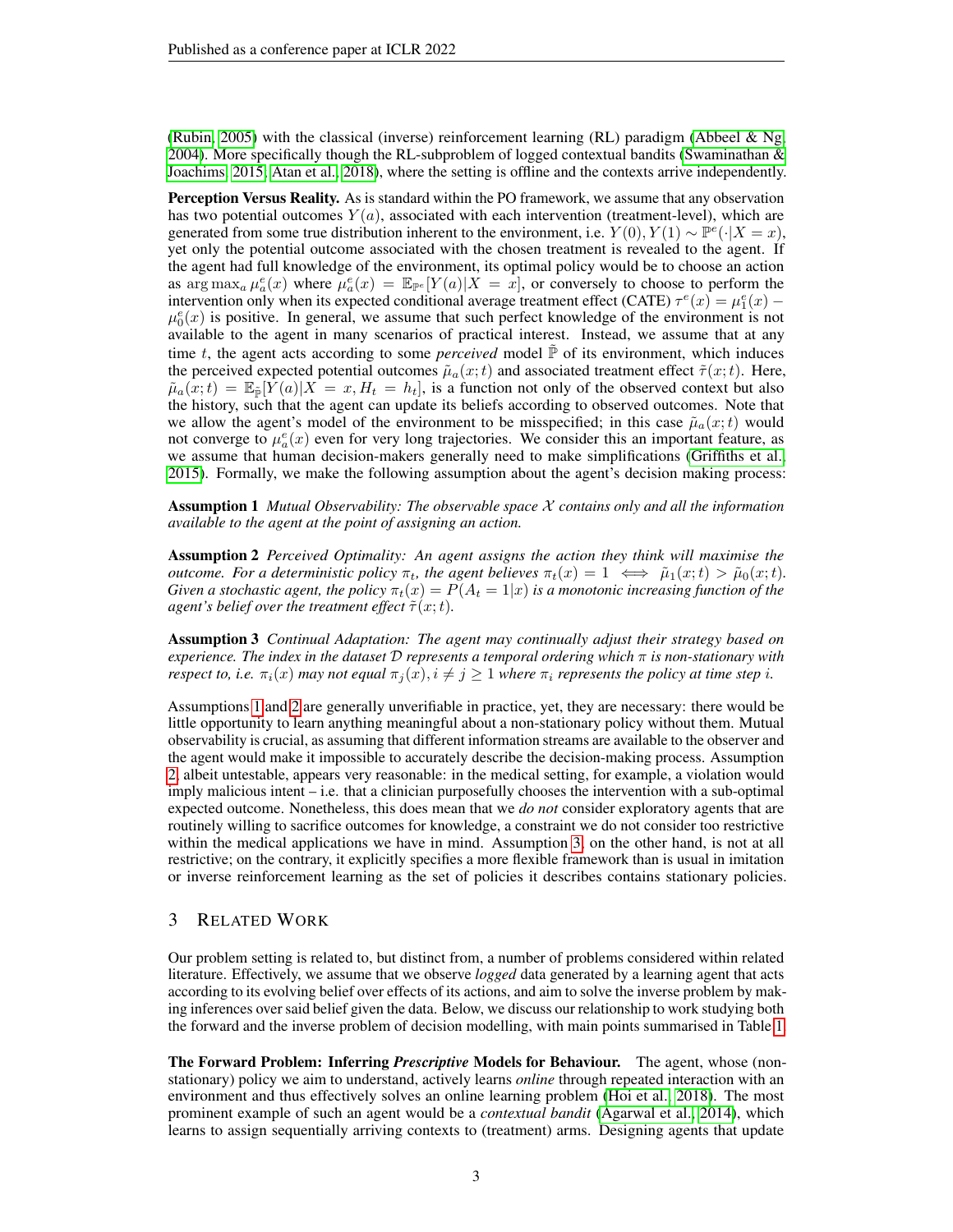(Rubin, 2005) with the classical (inverse) reinforcement learning (RL) paradigm (Abbeel & Ng, 2004). More specifically though the RL-subproblem of logged contextual bandits (Swaminathan & Joachims, 2015; Atan et al., 2018), where the setting is offline and the contexts arrive independently.

**Perception Versus Reality.** As is standard within the PO framework, we assume that any observation has two potential outcomes $Y(a)$, associated with each intervention (treatment-level), which are generated from some true distribution inherent to the environment, i.e. $Y(0), Y(1) \sim \mathbb{P}^e(\cdot|X = x)$, yet only the potential outcome associated with the chosen treatment is revealed to the agent. If the agent had full knowledge of the environment, its optimal policy would be to choose an action as $\arg\max_a \mu_a^e(x)$ where $\mu_a^e(x) = \mathbb{E}_{\mathbb{P}^e}[Y(a)|X = x]$, or conversely to choose to perform the intervention only when its expected conditional average treatment effect (CATE) $\tau^e(x) = \mu_1^e(x) - \mu_0^e(x)$ is positive. In general, we assume that such perfect knowledge of the environment is not available to the agent in many scenarios of practical interest. Instead, we assume that at any time $t$, the agent acts according to some *perceived* model $\tilde{\mathbb{P}}$ of its environment, which induces the perceived expected potential outcomes $\tilde{\mu}_a(x;t)$ and associated treatment effect $\tilde{\tau}(x;t)$. Here, $\tilde{\mu}_a(x;t) = \mathbb{E}_{\tilde{\mathbb{P}}}[Y(a)|X = x, H_t = h_t]$, is a function not only of the observed context but also the history, such that the agent can update its beliefs according to observed outcomes. Note that we allow the agent's model of the environment to be misspecified; in this case $\tilde{\mu}_a(x;t)$ would not converge to $\mu_a^e(x)$ even for very long trajectories. We consider this an important feature, as we assume that human decision-makers generally need to make simplifications (Griffiths et al., 2015). Formally, we make the following assumption about the agent's decision making process:

**Assumption 1** *Mutual Observability: The observable space $\mathcal{X}$ contains only and all the information available to the agent at the point of assigning an action.*

**Assumption 2** *Perceived Optimality: An agent assigns the action they think will maximise the outcome. For a deterministic policy $\pi_t$, the agent believes $\pi_t(x) = 1 \iff \tilde{\mu}_1(x;t) > \tilde{\mu}_0(x;t)$. Given a stochastic agent, the policy $\pi_t(x) = P(A_t = 1|x)$ is a monotonic increasing function of the agent's belief over the treatment effect $\tilde{\tau}(x;t)$.*

**Assumption 3** *Continual Adaptation: The agent may continually adjust their strategy based on experience. The index in the dataset $\mathcal{D}$ represents a temporal ordering which $\pi$ is non-stationary with respect to, i.e. $\pi_i(x)$ may not equal $\pi_j(x), i \neq j \geq 1$ where $\pi_i$ represents the policy at time step $i$.*

Assumptions 1 and 2 are generally unverifiable in practice, yet, they are necessary: there would be little opportunity to learn anything meaningful about a non-stationary policy without them. Mutual observability is crucial, as assuming that different information streams are available to the observer and the agent would make it impossible to accurately describe the decision-making process. Assumption 2, albeit untestable, appears very reasonable: in the medical setting, for example, a violation would imply malicious intent – i.e. that a clinician purposefully chooses the intervention with a sub-optimal expected outcome. Nonetheless, this does mean that we *do not* consider exploratory agents that are routinely willing to sacrifice outcomes for knowledge, a constraint we do not consider too restrictive within the medical applications we have in mind. Assumption 3, on the other hand, is not at all restrictive; on the contrary, it explicitly specifies a more flexible framework than is usual in imitation or inverse reinforcement learning as the set of policies it describes contains stationary policies.

## 3 Related Work

Our problem setting is related to, but distinct from, a number of problems considered within related literature. Effectively, we assume that we observe *logged* data generated by a learning agent that acts according to its evolving belief over effects of its actions, and aim to solve the inverse problem by making inferences over said belief given the data. Below, we discuss our relationship to work studying both the forward and the inverse problem of decision modelling, with main points summarised in Table 1.

**The Forward Problem: Inferring *Prescriptive* Models for Behaviour.** The agent, whose (non-stationary) policy we aim to understand, actively learns *online* through repeated interaction with an environment and thus effectively solves an online learning problem (Hoi et al., 2018). The most prominent example of such an agent would be a *contextual bandit* (Agarwal et al., 2014), which learns to assign sequentially arriving contexts to (treatment) arms. Designing agents that update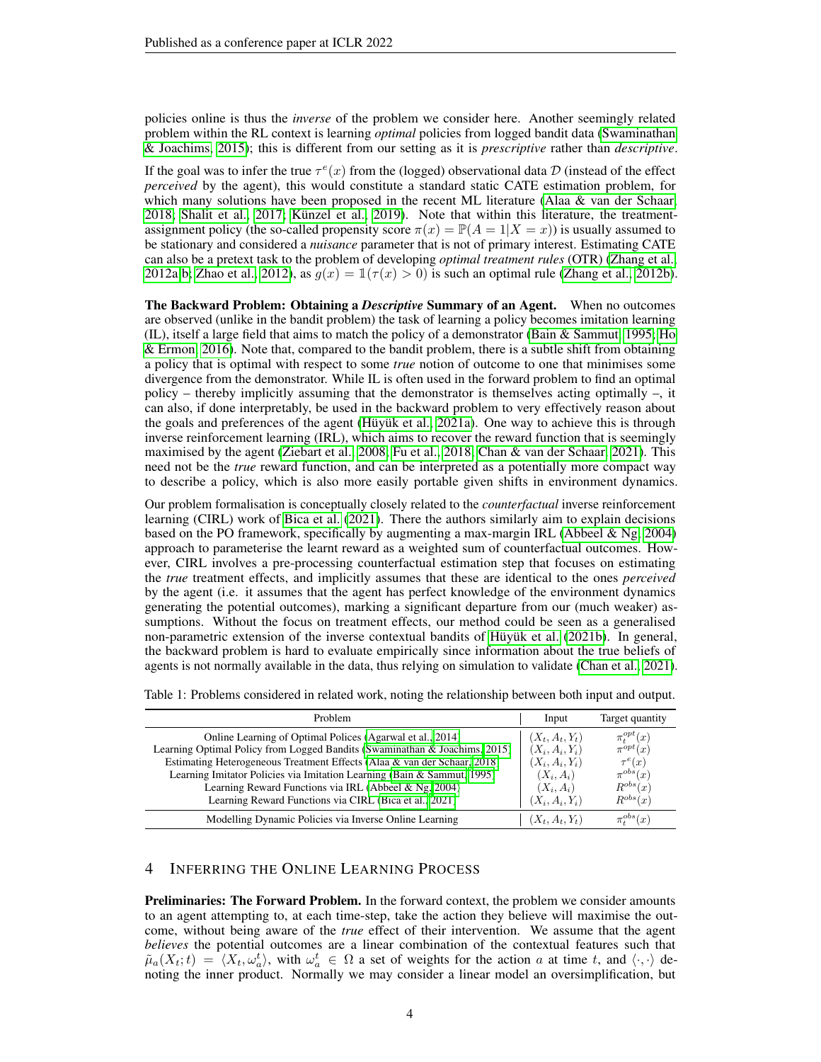policies online is thus the *inverse* of the problem we consider here. Another seemingly related problem within the RL context is learning *optimal* policies from logged bandit data (Swaminathan & Joachims, 2015); this is different from our setting as it is *prescriptive* rather than *descriptive*.

If the goal was to infer the true $\tau^e(x)$ from the (logged) observational data $\mathcal{D}$ (instead of the effect *perceived* by the agent), this would constitute a standard static CATE estimation problem, for which many solutions have been proposed in the recent ML literature (Alaa & van der Schaar, 2018; Shalit et al., 2017; Künzel et al., 2019). Note that within this literature, the treatment-assignment policy (the so-called propensity score $\pi(x) = \mathbb{P}(A = 1|X = x)$) is usually assumed to be stationary and considered a *nuisance* parameter that is not of primary interest. Estimating CATE can also be a pretext task to the problem of developing *optimal treatment rules* (OTR) (Zhang et al., 2012a;b; Zhao et al., 2012), as $g(x) = \mathbb{1}(\tau(x) > 0)$ is such an optimal rule (Zhang et al., 2012b).

**The Backward Problem: Obtaining a *Descriptive* Summary of an Agent.** When no outcomes are observed (unlike in the bandit problem) the task of learning a policy becomes imitation learning (IL), itself a large field that aims to match the policy of a demonstrator (Bain & Sammut, 1995; Ho & Ermon, 2016). Note that, compared to the bandit problem, there is a subtle shift from obtaining a policy that is optimal with respect to some *true* notion of outcome to one that minimises some divergence from the demonstrator. While IL is often used in the forward problem to find an optimal policy – thereby implicitly assuming that the demonstrator is themselves acting optimally –, it can also, if done interpretably, be used in the backward problem to very effectively reason about the goals and preferences of the agent (Hüyük et al., 2021a). One way to achieve this is through inverse reinforcement learning (IRL), which aims to recover the reward function that is seemingly maximised by the agent (Ziebart et al., 2008; Fu et al., 2018; Chan & van der Schaar, 2021). This need not be the *true* reward function, and can be interpreted as a potentially more compact way to describe a policy, which is also more easily portable given shifts in environment dynamics.

Our problem formalisation is conceptually closely related to the *counterfactual* inverse reinforcement learning (CIRL) work of Bica et al. (2021). There the authors similarly aim to explain decisions based on the PO framework, specifically by augmenting a max-margin IRL (Abbeel & Ng, 2004) approach to parameterise the learnt reward as a weighted sum of counterfactual outcomes. However, CIRL involves a pre-processing counterfactual estimation step that focuses on estimating the *true* treatment effects, and implicitly assumes that these are identical to the ones *perceived* by the agent (i.e. it assumes that the agent has perfect knowledge of the environment dynamics generating the potential outcomes), marking a significant departure from our (much weaker) assumptions. Without the focus on treatment effects, our method could be seen as a generalised non-parametric extension of the inverse contextual bandits of Hüyük et al. (2021b). In general, the backward problem is hard to evaluate empirically since information about the true beliefs of agents is not normally available in the data, thus relying on simulation to validate (Chan et al., 2021).

Table 1: Problems considered in related work, noting the relationship between both input and output.

| Problem | Input | Target quantity |
|---|---|---|
| Online Learning of Optimal Polices (Agarwal et al., 2014) | $(X_t, A_t, Y_t)$ | $\pi_t^{opt}(x)$ |
| Learning Optimal Policy from Logged Bandits (Swaminathan & Joachims, 2015) | $(X_i, A_i, Y_i)$ | $\pi^{opt}(x)$ |
| Estimating Heterogeneous Treatment Effects (Alaa & van der Schaar, 2018) | $(X_i, A_i, Y_i)$ | $\tau^e(x)$ |
| Learning Imitator Policies via Imitation Learning (Bain & Sammut, 1995) | $(X_i, A_i)$ | $\pi^{obs}(x)$ |
| Learning Reward Functions via IRL (Abbeel & Ng, 2004) | $(X_i, A_i)$ | $R^{obs}(x)$ |
| Learning Reward Functions via CIRL (Bica et al., 2021) | $(X_i, A_i, Y_i)$ | $R^{obs}(x)$ |
| Modelling Dynamic Policies via Inverse Online Learning | $(X_t, A_t, Y_t)$ | $\pi_t^{obs}(x)$ |

## 4 Inferring the Online Learning Process

**Preliminaries: The Forward Problem.** In the forward context, the problem we consider amounts to an agent attempting to, at each time-step, take the action they believe will maximise the outcome, without being aware of the *true* effect of their intervention. We assume that the agent *believes* the potential outcomes are a linear combination of the contextual features such that $\tilde{\mu}_a(X_t; t) = \langle X_t, \omega_a^t \rangle$, with $\omega_a^t \in \Omega$ a set of weights for the action $a$ at time $t$, and $\langle \cdot, \cdot \rangle$ denoting the inner product. Normally we may consider a linear model an oversimplification, but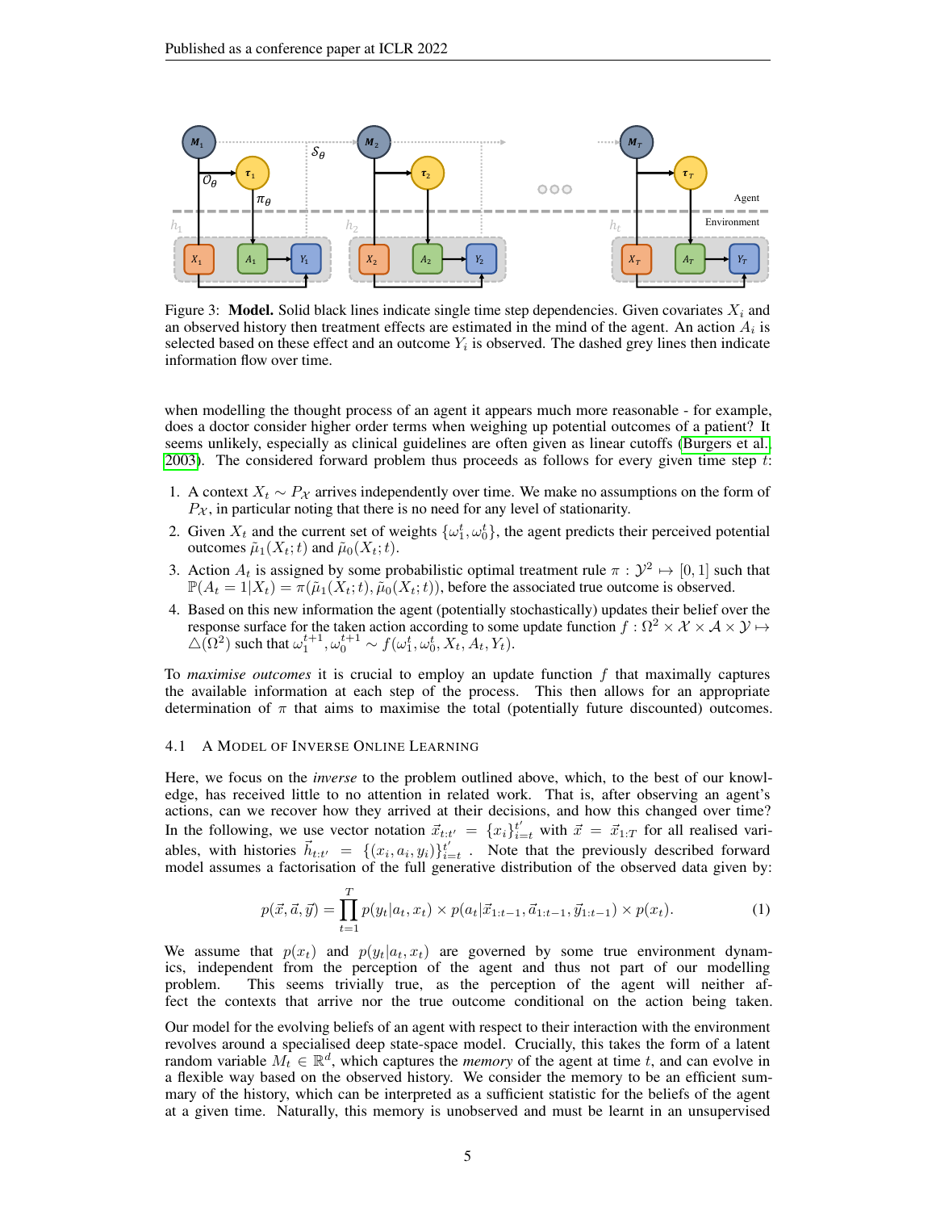Figure 3: **Model.** Solid black lines indicate single time step dependencies. Given covariates $X_i$ and an observed history then treatment effects are estimated in the mind of the agent. An action $A_i$ is selected based on these effect and an outcome $Y_i$ is observed. The dashed grey lines then indicate information flow over time.

when modelling the thought process of an agent it appears much more reasonable - for example, does a doctor consider higher order terms when weighing up potential outcomes of a patient? It seems unlikely, especially as clinical guidelines are often given as linear cutoffs (Burgers et al., 2003). The considered forward problem thus proceeds as follows for every given time step $t$:

1. A context $X_t \sim P_\mathcal{X}$ arrives independently over time. We make no assumptions on the form of $P_\mathcal{X}$, in particular noting that there is no need for any level of stationarity.
2. Given $X_t$ and the current set of weights $\{\omega_1^t, \omega_0^t\}$, the agent predicts their perceived potential outcomes $\tilde{\mu}_1(X_t;t)$ and $\tilde{\mu}_0(X_t;t)$.
3. Action $A_t$ is assigned by some probabilistic optimal treatment rule $\pi : \mathcal{Y}^2 \mapsto [0,1]$ such that $\mathbb{P}(A_t = 1|X_t) = \pi(\tilde{\mu}_1(X_t;t), \tilde{\mu}_0(X_t;t))$, before the associated true outcome is observed.
4. Based on this new information the agent (potentially stochastically) updates their belief over the response surface for the taken action according to some update function $f : \Omega^2 \times \mathcal{X} \times \mathcal{A} \times \mathcal{Y} \mapsto \triangle(\Omega^2)$ such that $\omega_1^{t+1}, \omega_0^{t+1} \sim f(\omega_1^t, \omega_0^t, X_t, A_t, Y_t)$.

To *maximise outcomes* it is crucial to employ an update function $f$ that maximally captures the available information at each step of the process. This then allows for an appropriate determination of $\pi$ that aims to maximise the total (potentially future discounted) outcomes.

### 4.1 A Model of Inverse Online Learning

Here, we focus on the *inverse* to the problem outlined above, which, to the best of our knowledge, has received little to no attention in related work. That is, after observing an agent's actions, can we recover how they arrived at their decisions, and how this changed over time? In the following, we use vector notation $\vec{x}_{t:t'} = \{x_i\}_{i=t}^{t'}$ with $\vec{x} = \vec{x}_{1:T}$ for all realised variables, with histories $\vec{h}_{t:t'} = \{(x_i, a_i, y_i)\}_{i=t}^{t'}$. Note that the previously described forward model assumes a factorisation of the full generative distribution of the observed data given by:

$$p(\vec{x}, \vec{a}, \vec{y}) = \prod_{t=1}^{T} p(y_t|a_t, x_t) \times p(a_t|\vec{x}_{1:t-1}, \vec{a}_{1:t-1}, \vec{y}_{1:t-1}) \times p(x_t). \tag{1}$$

We assume that $p(x_t)$ and $p(y_t|a_t, x_t)$ are governed by some true environment dynamics, independent from the perception of the agent and thus not part of our modelling problem. This seems trivially true, as the perception of the agent will neither affect the contexts that arrive nor the true outcome conditional on the action being taken.

Our model for the evolving beliefs of an agent with respect to their interaction with the environment revolves around a specialised deep state-space model. Crucially, this takes the form of a latent random variable $M_t \in \mathbb{R}^d$, which captures the *memory* of the agent at time $t$, and can evolve in a flexible way based on the observed history. We consider the memory to be an efficient summary of the history, which can be interpreted as a sufficient statistic for the beliefs of the agent at a given time. Naturally, this memory is unobserved and must be learnt in an unsupervised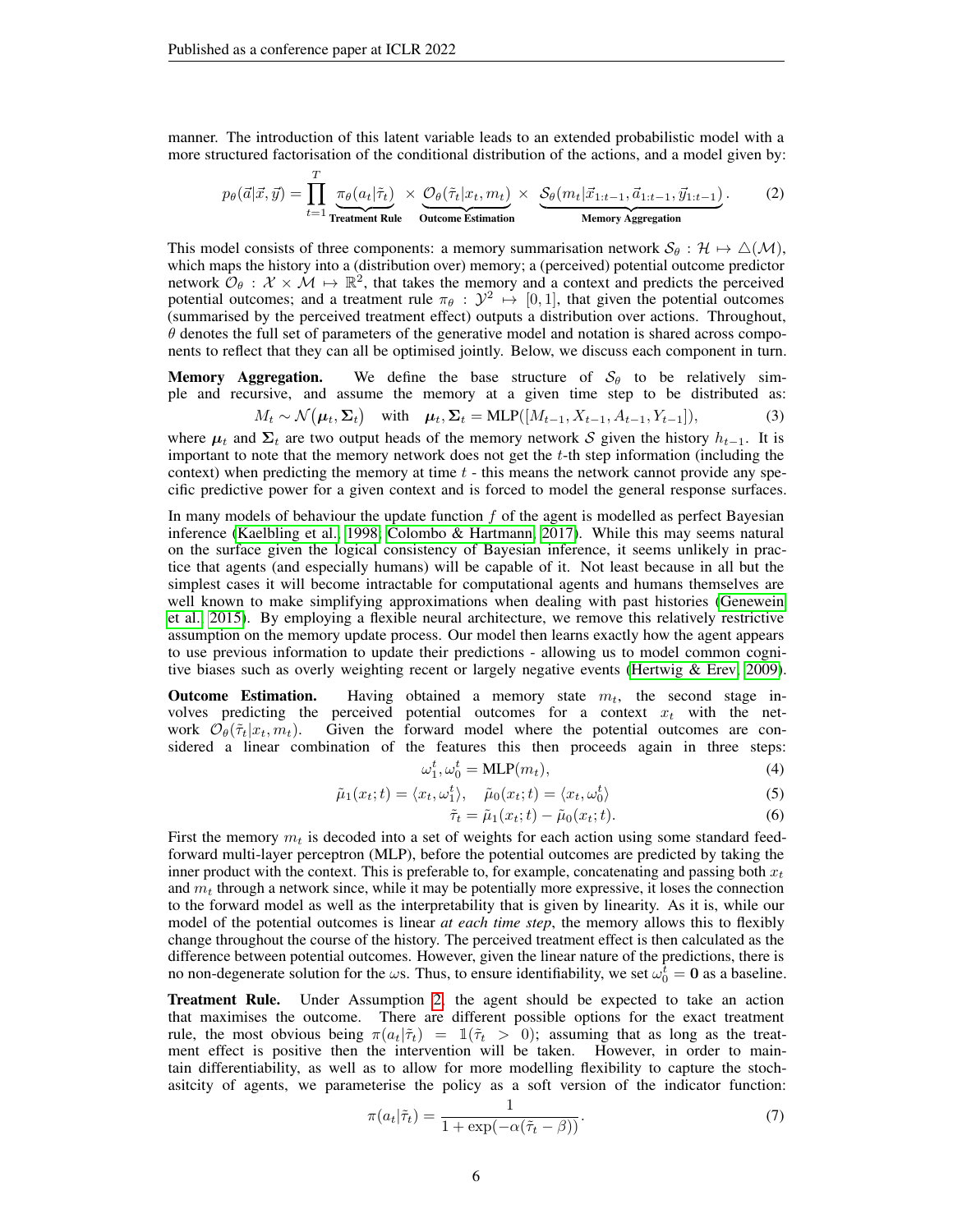manner. The introduction of this latent variable leads to an extended probabilistic model with a more structured factorisation of the conditional distribution of the actions, and a model given by:

$$p_\theta(\vec{a}|\vec{x}, \vec{y}) = \prod_{t=1}^{T} \underbrace{\pi_\theta(a_t|\tilde{\tau}_t)}_{\textbf{Treatment Rule}} \times \underbrace{\mathcal{O}_\theta(\tilde{\tau}_t|x_t, m_t)}_{\textbf{Outcome Estimation}} \times \underbrace{\mathcal{S}_\theta(m_t|\vec{x}_{1:t-1}, \vec{a}_{1:t-1}, \vec{y}_{1:t-1})}_{\textbf{Memory Aggregation}}. \tag{2}$$

This model consists of three components: a memory summarisation network $\mathcal{S}_\theta : \mathcal{H} \mapsto \triangle(\mathcal{M})$, which maps the history into a (distribution over) memory; a (perceived) potential outcome predictor network $\mathcal{O}_\theta : \mathcal{X} \times \mathcal{M} \mapsto \mathbb{R}^2$, that takes the memory and a context and predicts the perceived potential outcomes; and a treatment rule $\pi_\theta : \mathcal{Y}^2 \mapsto [0, 1]$, that given the potential outcomes (summarised by the perceived treatment effect) outputs a distribution over actions. Throughout, $\theta$ denotes the full set of parameters of the generative model and notation is shared across components to reflect that they can all be optimised jointly. Below, we discuss each component in turn.

**Memory Aggregation.** We define the base structure of $\mathcal{S}_\theta$ to be relatively simple and recursive, and assume the memory at a given time step to be distributed as:

$$M_t \sim \mathcal{N}\big(\boldsymbol{\mu}_t, \boldsymbol{\Sigma}_t\big) \quad \text{with} \quad \boldsymbol{\mu}_t, \boldsymbol{\Sigma}_t = \text{MLP}([M_{t-1}, X_{t-1}, A_{t-1}, Y_{t-1}]), \tag{3}$$

where $\boldsymbol{\mu}_t$ and $\boldsymbol{\Sigma}_t$ are two output heads of the memory network $\mathcal{S}$ given the history $h_{t-1}$. It is important to note that the memory network does not get the $t$-th step information (including the context) when predicting the memory at time $t$ - this means the network cannot provide any specific predictive power for a given context and is forced to model the general response surfaces.

In many models of behaviour the update function $f$ of the agent is modelled as perfect Bayesian inference (Kaelbling et al., 1998; Colombo & Hartmann, 2017). While this may seems natural on the surface given the logical consistency of Bayesian inference, it seems unlikely in practice that agents (and especially humans) will be capable of it. Not least because in all but the simplest cases it will become intractable for computational agents and humans themselves are well known to make simplifying approximations when dealing with past histories (Genewein et al., 2015). By employing a flexible neural architecture, we remove this relatively restrictive assumption on the memory update process. Our model then learns exactly how the agent appears to use previous information to update their predictions - allowing us to model common cognitive biases such as overly weighting recent or largely negative events (Hertwig & Erev, 2009).

**Outcome Estimation.** Having obtained a memory state $m_t$, the second stage involves predicting the perceived potential outcomes for a context $x_t$ with the network $\mathcal{O}_\theta(\tilde{\tau}_t|x_t, m_t)$. Given the forward model where the potential outcomes are considered a linear combination of the features this then proceeds again in three steps:

$$\omega_1^t, \omega_0^t = \text{MLP}(m_t), \tag{4}$$

$$\tilde{\mu}_1(x_t; t) = \langle x_t, \omega_1^t \rangle, \quad \tilde{\mu}_0(x_t; t) = \langle x_t, \omega_0^t \rangle \tag{5}$$

$$\tilde{\tau}_t = \tilde{\mu}_1(x_t; t) - \tilde{\mu}_0(x_t; t). \tag{6}$$

First the memory $m_t$ is decoded into a set of weights for each action using some standard feed-forward multi-layer perceptron (MLP), before the potential outcomes are predicted by taking the inner product with the context. This is preferable to, for example, concatenating and passing both $x_t$ and $m_t$ through a network since, while it may be potentially more expressive, it loses the connection to the forward model as well as the interpretability that is given by linearity. As it is, while our model of the potential outcomes is linear *at each time step*, the memory allows this to flexibly change throughout the course of the history. The perceived treatment effect is then calculated as the difference between potential outcomes. However, given the linear nature of the predictions, there is no non-degenerate solution for the $\omega$s. Thus, to ensure identifiability, we set $\omega_0^t = \mathbf{0}$ as a baseline.

**Treatment Rule.** Under Assumption 2, the agent should be expected to take an action that maximises the outcome. There are different possible options for the exact treatment rule, the most obvious being $\pi(a_t|\tilde{\tau}_t) = \mathbb{1}(\tilde{\tau}_t > 0)$; assuming that as long as the treatment effect is positive then the intervention will be taken. However, in order to maintain differentiability, as well as to allow for more modelling flexibility to capture the stochasitcity of agents, we parameterise the policy as a soft version of the indicator function:

$$\pi(a_t|\tilde{\tau}_t) = \frac{1}{1 + \exp(-\alpha(\tilde{\tau}_t - \beta))}. \tag{7}$$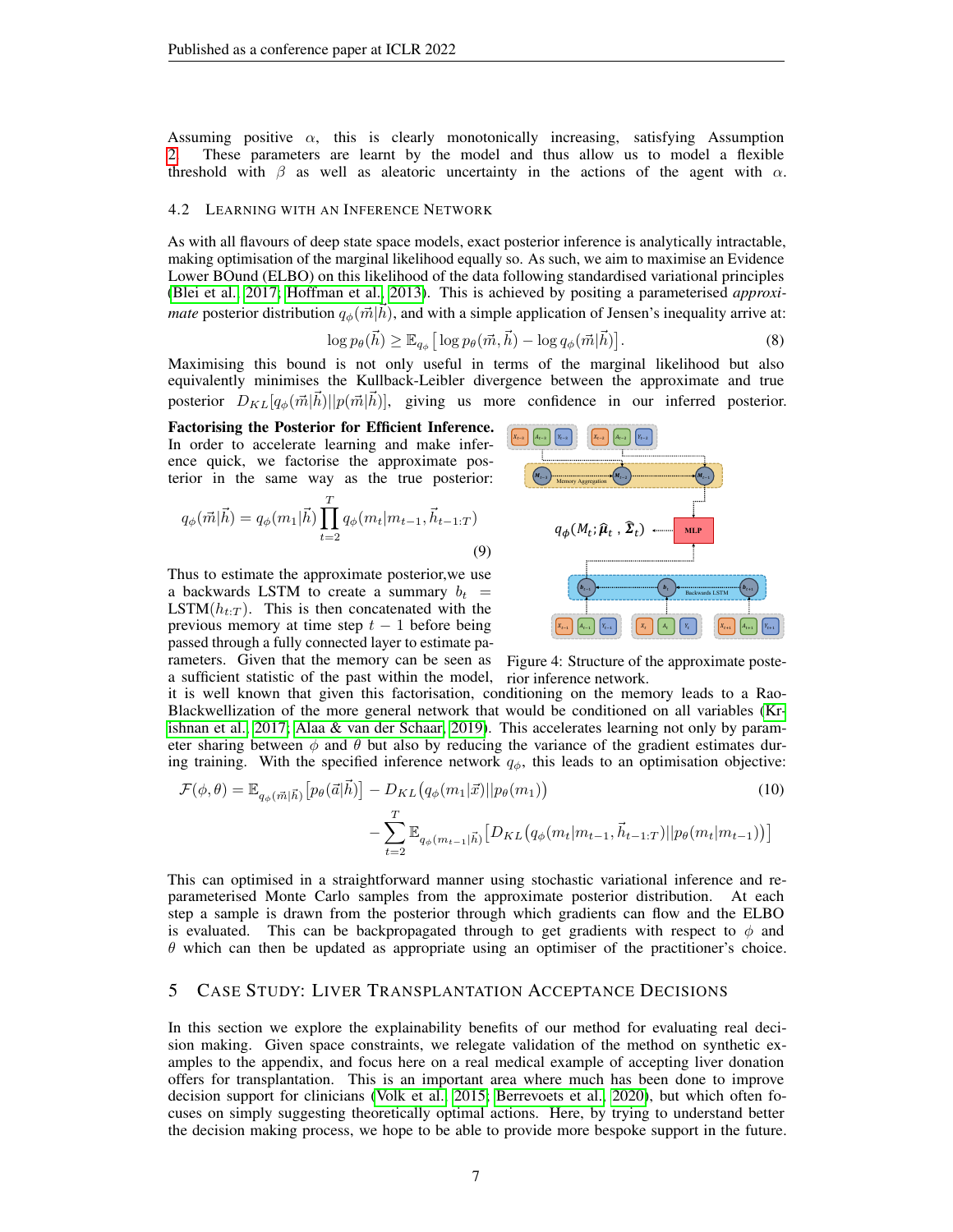Assuming positive $\alpha$, this is clearly monotonically increasing, satisfying Assumption 2. These parameters are learnt by the model and thus allow us to model a flexible threshold with $\beta$ as well as aleatoric uncertainty in the actions of the agent with $\alpha$.

### 4.2 Learning with an Inference Network

As with all flavours of deep state space models, exact posterior inference is analytically intractable, making optimisation of the marginal likelihood equally so. As such, we aim to maximise an Evidence Lower BOund (ELBO) on this likelihood of the data following standardised variational principles (Blei et al., 2017; Hoffman et al., 2013). This is achieved by positing a parameterised *approximate* posterior distribution $q_\phi(\vec{m}|\vec{h})$, and with a simple application of Jensen's inequality arrive at:

$$\log p_\theta(\vec{h}) \geq \mathbb{E}_{q_\phi}\left[\log p_\theta(\vec{m}, \vec{h}) - \log q_\phi(\vec{m}|\vec{h})\right]. \tag{8}$$

Maximising this bound is not only useful in terms of the marginal likelihood but also equivalently minimises the Kullback-Leibler divergence between the approximate and true posterior $D_{KL}[q_\phi(\vec{m}|\vec{h})||p(\vec{m}|\vec{h})]$, giving us more confidence in our inferred posterior.

**Factorising the Posterior for Efficient Inference.** In order to accelerate learning and make inference quick, we factorise the approximate posterior in the same way as the true posterior:

$$q_\phi(\vec{m}|\vec{h}) = q_\phi(m_1|\vec{h}) \prod_{t=2}^{T} q_\phi(m_t|m_{t-1}, \vec{h}_{t-1:T}) \tag{9}$$

Thus to estimate the approximate posterior,we use a backwards LSTM to create a summary $b_t = \text{LSTM}(h_{t:T})$. This is then concatenated with the previous memory at time step $t-1$ before being passed through a fully connected layer to estimate parameters. Given that the memory can be seen as a sufficient statistic of the past within the model, it is well known that given this factorisation, conditioning on the memory leads to a Rao-Blackwellization of the more general network that would be conditioned on all variables (Krishnan et al., 2017; Alaa & van der Schaar, 2019). This accelerates learning not only by parameter sharing between $\phi$ and $\theta$ but also by reducing the variance of the gradient estimates during training. With the specified inference network $q_\phi$, this leads to an optimisation objective:

Figure 4: Structure of the approximate posterior inference network.

$$\mathcal{F}(\phi, \theta) = \mathbb{E}_{q_\phi(\vec{m}|\vec{h})}\left[p_\theta(\vec{a}|\vec{h})\right] - D_{KL}\big(q_\phi(m_1|\vec{x})||p_\theta(m_1)\big) \tag{10}$$
$$- \sum_{t=2}^{T} \mathbb{E}_{q_\phi(m_{t-1}|\vec{h})}\left[D_{KL}\big(q_\phi(m_t|m_{t-1}, \vec{h}_{t-1:T})||p_\theta(m_t|m_{t-1})\big)\right]$$

This can optimised in a straightforward manner using stochastic variational inference and reparameterised Monte Carlo samples from the approximate posterior distribution. At each step a sample is drawn from the posterior through which gradients can flow and the ELBO is evaluated. This can be backpropagated through to get gradients with respect to $\phi$ and $\theta$ which can then be updated as appropriate using an optimiser of the practitioner's choice.

## 5 Case Study: Liver Transplantation Acceptance Decisions

In this section we explore the explainability benefits of our method for evaluating real decision making. Given space constraints, we relegate validation of the method on synthetic examples to the appendix, and focus here on a real medical example of accepting liver donation offers for transplantation. This is an important area where much has been done to improve decision support for clinicians (Volk et al., 2015; Berrevoets et al., 2020), but which often focuses on simply suggesting theoretically optimal actions. Here, by trying to understand better the decision making process, we hope to be able to provide more bespoke support in the future.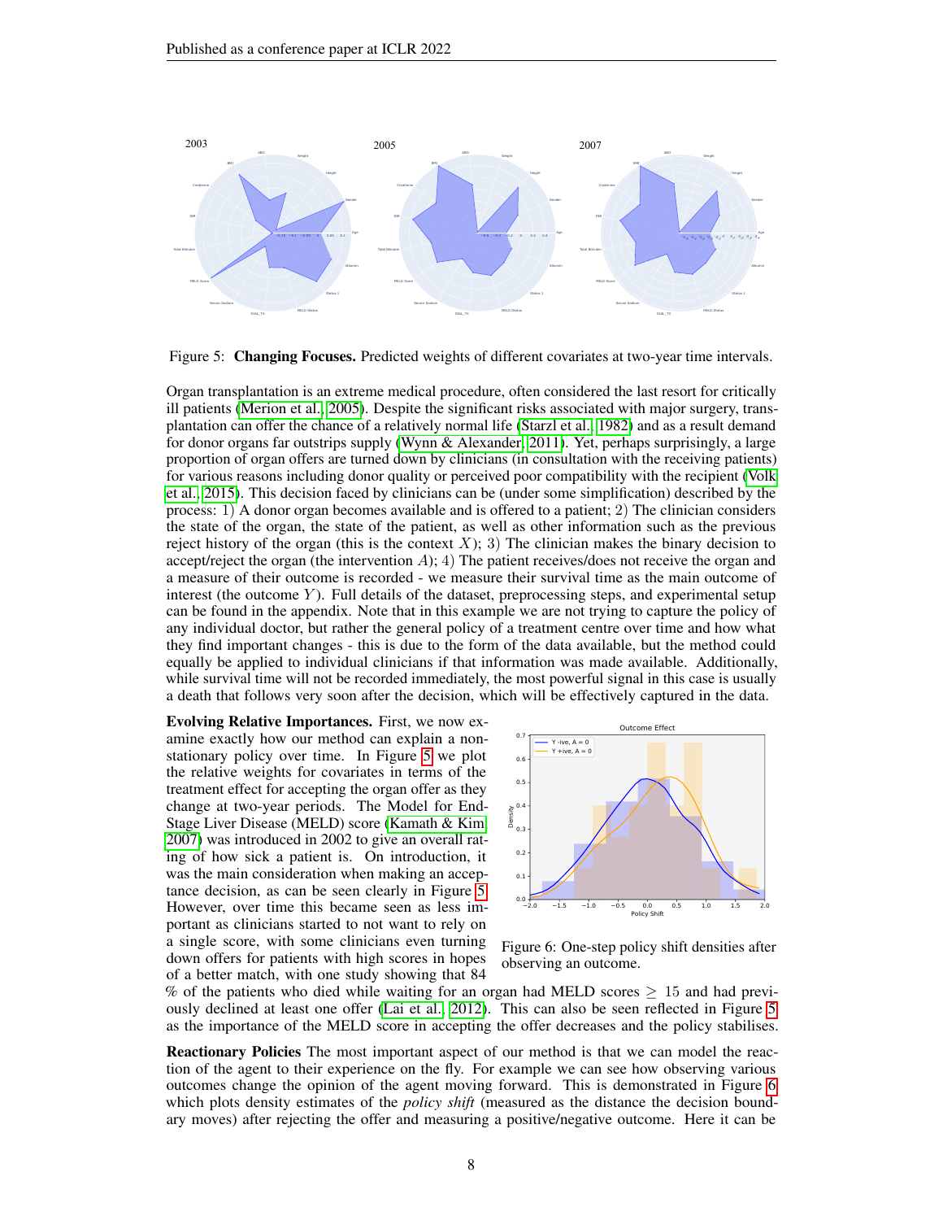Figure 5: **Changing Focuses.** Predicted weights of different covariates at two-year time intervals.

Organ transplantation is an extreme medical procedure, often considered the last resort for critically ill patients (Merion et al., 2005). Despite the significant risks associated with major surgery, transplantation can offer the chance of a relatively normal life (Starzl et al., 1982) and as a result demand for donor organs far outstrips supply (Wynn & Alexander, 2011). Yet, perhaps surprisingly, a large proportion of organ offers are turned down by clinicians (in consultation with the receiving patients) for various reasons including donor quality or perceived poor compatibility with the recipient (Volk et al., 2015). This decision faced by clinicians can be (under some simplification) described by the process: 1) A donor organ becomes available and is offered to a patient; 2) The clinician considers the state of the organ, the state of the patient, as well as other information such as the previous reject history of the organ (this is the context $X$); 3) The clinician makes the binary decision to accept/reject the organ (the intervention $A$); 4) The patient receives/does not receive the organ and a measure of their outcome is recorded - we measure their survival time as the main outcome of interest (the outcome $Y$). Full details of the dataset, preprocessing steps, and experimental setup can be found in the appendix. Note that in this example we are not trying to capture the policy of any individual doctor, but rather the general policy of a treatment centre over time and how what they find important changes - this is due to the form of the data available, but the method could equally be applied to individual clinicians if that information was made available. Additionally, while survival time will not be recorded immediately, the most powerful signal in this case is usually a death that follows very soon after the decision, which will be effectively captured in the data.

**Evolving Relative Importances.** First, we now examine exactly how our method can explain a non-stationary policy over time. In Figure 5 we plot the relative weights for covariates in terms of the treatment effect for accepting the organ offer as they change at two-year periods. The Model for End-Stage Liver Disease (MELD) score (Kamath & Kim, 2007) was introduced in 2002 to give an overall rating of how sick a patient is. On introduction, it was the main consideration when making an acceptance decision, as can be seen clearly in Figure 5. However, over time this became seen as less important as clinicians started to not want to rely on a single score, with some clinicians even turning down offers for patients with high scores in hopes of a better match, with one study showing that 84 % of the patients who died while waiting for an organ had MELD scores $\geq 15$ and had previously declined at least one offer (Lai et al., 2012). This can also be seen reflected in Figure 5 as the importance of the MELD score in accepting the offer decreases and the policy stabilises.

Figure 6: One-step policy shift densities after observing an outcome.

**Reactionary Policies** The most important aspect of our method is that we can model the reaction of the agent to their experience on the fly. For example we can see how observing various outcomes change the opinion of the agent moving forward. This is demonstrated in Figure 6 which plots density estimates of the *policy shift* (measured as the distance the decision boundary moves) after rejecting the offer and measuring a positive/negative outcome. Here it can be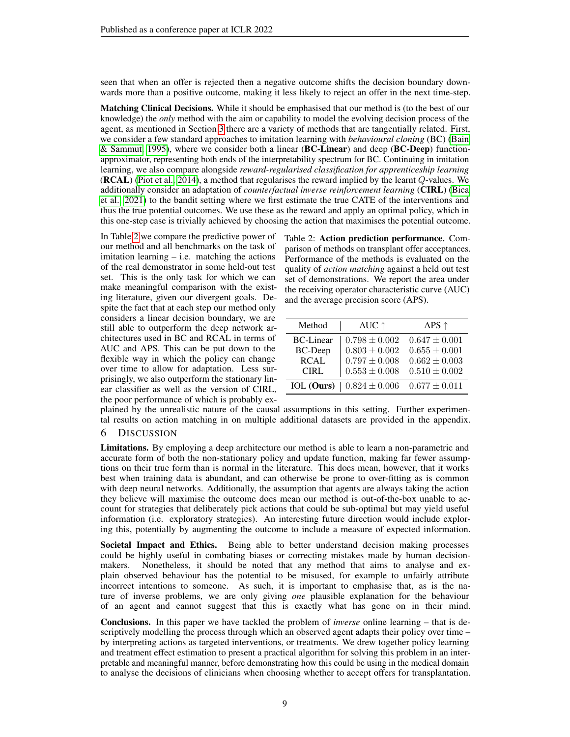seen that when an offer is rejected then a negative outcome shifts the decision boundary downwards more than a positive outcome, making it less likely to reject an offer in the next time-step.

**Matching Clinical Decisions.** While it should be emphasised that our method is (to the best of our knowledge) the *only* method with the aim or capability to model the evolving decision process of the agent, as mentioned in Section 3 there are a variety of methods that are tangentially related. First, we consider a few standard approaches to imitation learning with *behavioural cloning* (BC) (Bain & Sammut, 1995), where we consider both a linear (**BC-Linear**) and deep (**BC-Deep**) function-approximator, representing both ends of the interpretability spectrum for BC. Continuing in imitation learning, we also compare alongside *reward-regularised classification for apprenticeship learning* (**RCAL**) (Piot et al., 2014), a method that regularises the reward implied by the learnt $Q$-values. We additionally consider an adaptation of *counterfactual inverse reinforcement learning* (**CIRL**) (Bica et al., 2021) to the bandit setting where we first estimate the true CATE of the interventions and thus the true potential outcomes. We use these as the reward and apply an optimal policy, which in this one-step case is trivially achieved by choosing the action that maximises the potential outcome.

In Table 2 we compare the predictive power of our method and all benchmarks on the task of imitation learning – i.e. matching the actions of the real demonstrator in some held-out test set. This is the only task for which we can make meaningful comparison with the existing literature, given our divergent goals. Despite the fact that at each step our method only considers a linear decision boundary, we are still able to outperform the deep network architectures used in BC and RCAL in terms of AUC and APS. This can be put down to the flexible way in which the policy can change over time to allow for adaptation. Less surprisingly, we also outperform the stationary linear classifier as well as the version of CIRL, the poor performance of which is probably explained by the unrealistic nature of the causal assumptions in this setting. Further experimental results on action matching in on multiple additional datasets are provided in the appendix.

Table 2: **Action prediction performance.** Comparison of methods on transplant offer acceptances. Performance of the methods is evaluated on the quality of *action matching* against a held out test set of demonstrations. We report the area under the receiving operator characteristic curve (AUC) and the average precision score (APS).

| Method | AUC ↑ | APS ↑ |
|---|---|---|
| BC-Linear | $0.798 \pm 0.002$ | $0.647 \pm 0.001$ |
| BC-Deep | $0.803 \pm 0.002$ | $0.655 \pm 0.001$ |
| RCAL | $0.797 \pm 0.008$ | $0.662 \pm 0.003$ |
| CIRL | $0.553 \pm 0.008$ | $0.510 \pm 0.002$ |
| IOL (**Ours**) | $0.824 \pm 0.006$ | $0.677 \pm 0.011$ |

## 6 Discussion

**Limitations.** By employing a deep architecture our method is able to learn a non-parametric and accurate form of both the non-stationary policy and update function, making far fewer assumptions on their true form than is normal in the literature. This does mean, however, that it works best when training data is abundant, and can otherwise be prone to over-fitting as is common with deep neural networks. Additionally, the assumption that agents are always taking the action they believe will maximise the outcome does mean our method is out-of-the-box unable to account for strategies that deliberately pick actions that could be sub-optimal but may yield useful information (i.e. exploratory strategies). An interesting future direction would include exploring this, potentially by augmenting the outcome to include a measure of expected information.

**Societal Impact and Ethics.** Being able to better understand decision making processes could be highly useful in combating biases or correcting mistakes made by human decision-makers. Nonetheless, it should be noted that any method that aims to analyse and explain observed behaviour has the potential to be misused, for example to unfairly attribute incorrect intentions to someone. As such, it is important to emphasise that, as is the nature of inverse problems, we are only giving *one* plausible explanation for the behaviour of an agent and cannot suggest that this is exactly what has gone on in their mind.

**Conclusions.** In this paper we have tackled the problem of *inverse* online learning – that is descriptively modelling the process through which an observed agent adapts their policy over time – by interpreting actions as targeted interventions, or treatments. We drew together policy learning and treatment effect estimation to present a practical algorithm for solving this problem in an interpretable and meaningful manner, before demonstrating how this could be using in the medical domain to analyse the decisions of clinicians when choosing whether to accept offers for transplantation.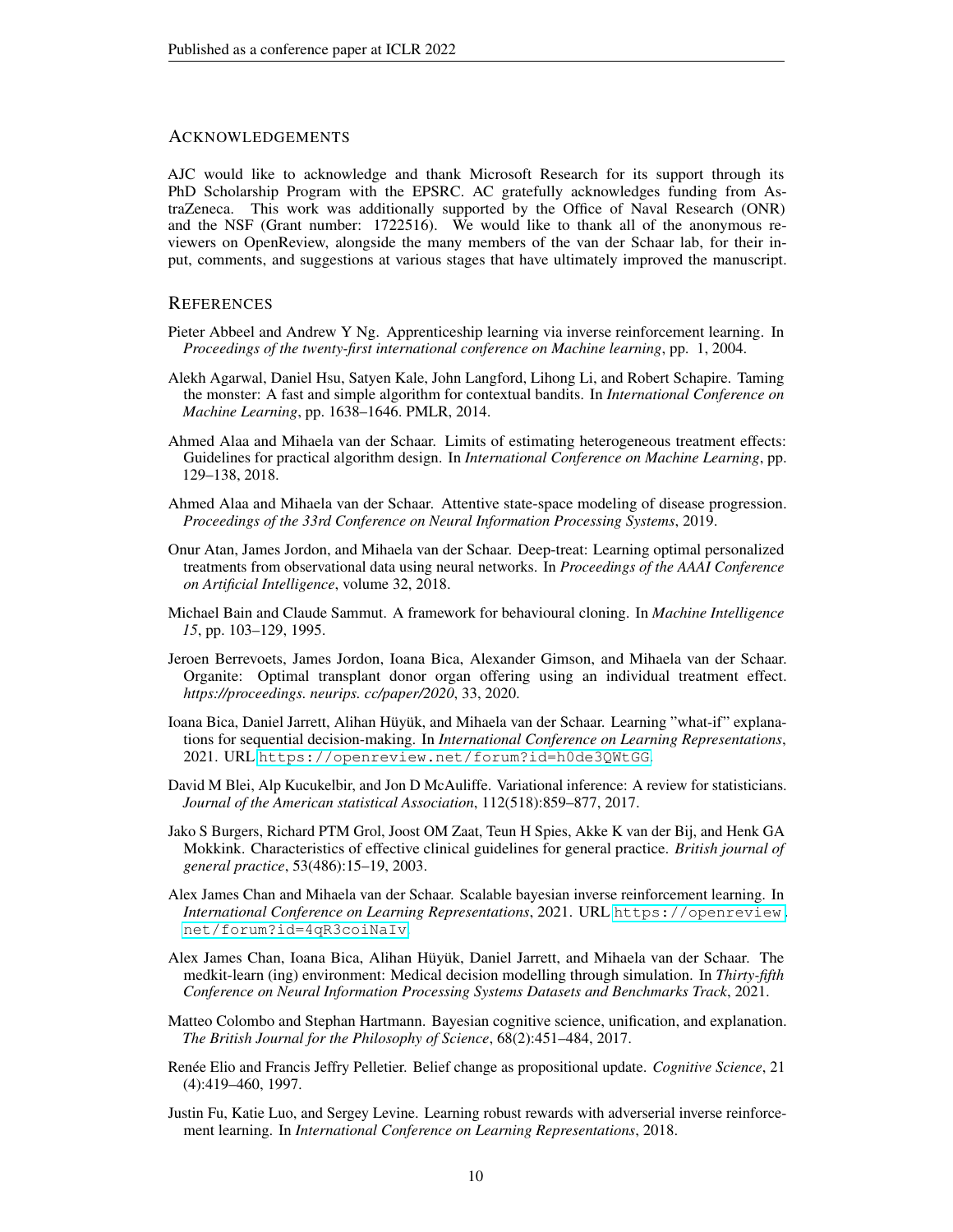## Acknowledgements

AJC would like to acknowledge and thank Microsoft Research for its support through its PhD Scholarship Program with the EPSRC. AC gratefully acknowledges funding from AstraZeneca. This work was additionally supported by the Office of Naval Research (ONR) and the NSF (Grant number: 1722516). We would like to thank all of the anonymous reviewers on OpenReview, alongside the many members of the van der Schaar lab, for their input, comments, and suggestions at various stages that have ultimately improved the manuscript.

## References

Pieter Abbeel and Andrew Y Ng. Apprenticeship learning via inverse reinforcement learning. In *Proceedings of the twenty-first international conference on Machine learning*, pp. 1, 2004.

Alekh Agarwal, Daniel Hsu, Satyen Kale, John Langford, Lihong Li, and Robert Schapire. Taming the monster: A fast and simple algorithm for contextual bandits. In *International Conference on Machine Learning*, pp. 1638–1646. PMLR, 2014.

Ahmed Alaa and Mihaela van der Schaar. Limits of estimating heterogeneous treatment effects: Guidelines for practical algorithm design. In *International Conference on Machine Learning*, pp. 129–138, 2018.

Ahmed Alaa and Mihaela van der Schaar. Attentive state-space modeling of disease progression. *Proceedings of the 33rd Conference on Neural Information Processing Systems*, 2019.

Onur Atan, James Jordon, and Mihaela van der Schaar. Deep-treat: Learning optimal personalized treatments from observational data using neural networks. In *Proceedings of the AAAI Conference on Artificial Intelligence*, volume 32, 2018.

Michael Bain and Claude Sammut. A framework for behavioural cloning. In *Machine Intelligence 15*, pp. 103–129, 1995.

Jeroen Berrevoets, James Jordon, Ioana Bica, Alexander Gimson, and Mihaela van der Schaar. Organite: Optimal transplant donor organ offering using an individual treatment effect. *https://proceedings. neurips. cc/paper/2020*, 33, 2020.

Ioana Bica, Daniel Jarrett, Alihan Hüyük, and Mihaela van der Schaar. Learning "what-if" explanations for sequential decision-making. In *International Conference on Learning Representations*, 2021. URL https://openreview.net/forum?id=h0de3QWtGG.

David M Blei, Alp Kucukelbir, and Jon D McAuliffe. Variational inference: A review for statisticians. *Journal of the American statistical Association*, 112(518):859–877, 2017.

Jako S Burgers, Richard PTM Grol, Joost OM Zaat, Teun H Spies, Akke K van der Bij, and Henk GA Mokkink. Characteristics of effective clinical guidelines for general practice. *British journal of general practice*, 53(486):15–19, 2003.

Alex James Chan and Mihaela van der Schaar. Scalable bayesian inverse reinforcement learning. In *International Conference on Learning Representations*, 2021. URL https://openreview.net/forum?id=4qR3coiNaIv.

Alex James Chan, Ioana Bica, Alihan Hüyük, Daniel Jarrett, and Mihaela van der Schaar. The medkit-learn (ing) environment: Medical decision modelling through simulation. In *Thirty-fifth Conference on Neural Information Processing Systems Datasets and Benchmarks Track*, 2021.

Matteo Colombo and Stephan Hartmann. Bayesian cognitive science, unification, and explanation. *The British Journal for the Philosophy of Science*, 68(2):451–484, 2017.

Renée Elio and Francis Jeffry Pelletier. Belief change as propositional update. *Cognitive Science*, 21 (4):419–460, 1997.

Justin Fu, Katie Luo, and Sergey Levine. Learning robust rewards with adverserial inverse reinforcement learning. In *International Conference on Learning Representations*, 2018.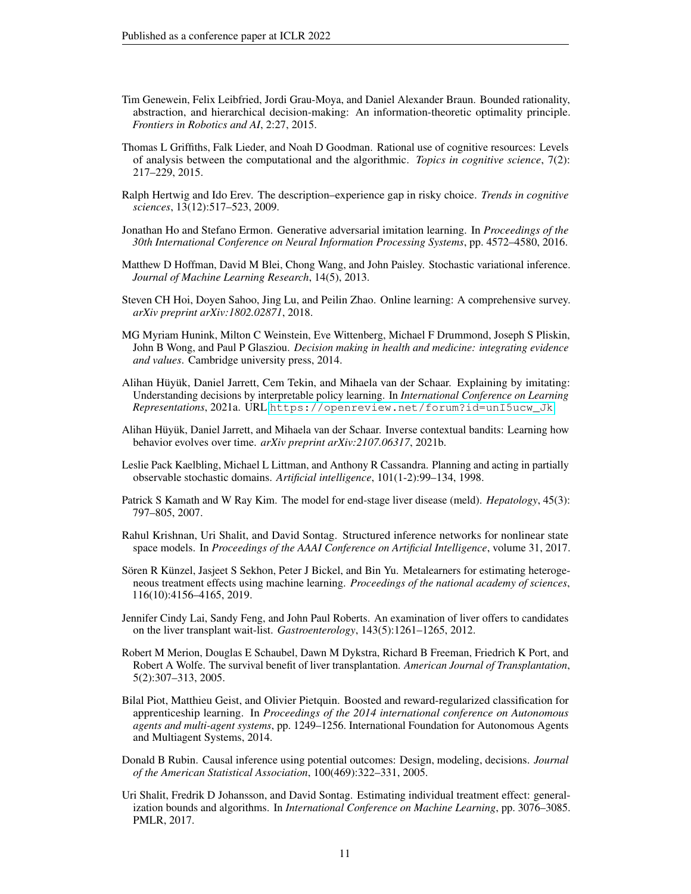Tim Genewein, Felix Leibfried, Jordi Grau-Moya, and Daniel Alexander Braun. Bounded rationality, abstraction, and hierarchical decision-making: An information-theoretic optimality principle. *Frontiers in Robotics and AI*, 2:27, 2015.

Thomas L Griffiths, Falk Lieder, and Noah D Goodman. Rational use of cognitive resources: Levels of analysis between the computational and the algorithmic. *Topics in cognitive science*, 7(2): 217–229, 2015.

Ralph Hertwig and Ido Erev. The description–experience gap in risky choice. *Trends in cognitive sciences*, 13(12):517–523, 2009.

Jonathan Ho and Stefano Ermon. Generative adversarial imitation learning. In *Proceedings of the 30th International Conference on Neural Information Processing Systems*, pp. 4572–4580, 2016.

Matthew D Hoffman, David M Blei, Chong Wang, and John Paisley. Stochastic variational inference. *Journal of Machine Learning Research*, 14(5), 2013.

Steven CH Hoi, Doyen Sahoo, Jing Lu, and Peilin Zhao. Online learning: A comprehensive survey. *arXiv preprint arXiv:1802.02871*, 2018.

MG Myriam Hunink, Milton C Weinstein, Eve Wittenberg, Michael F Drummond, Joseph S Pliskin, John B Wong, and Paul P Glasziou. *Decision making in health and medicine: integrating evidence and values*. Cambridge university press, 2014.

Alihan Hüyük, Daniel Jarrett, Cem Tekin, and Mihaela van der Schaar. Explaining by imitating: Understanding decisions by interpretable policy learning. In *International Conference on Learning Representations*, 2021a. URL https://openreview.net/forum?id=unI5ucw_Jk.

Alihan Hüyük, Daniel Jarrett, and Mihaela van der Schaar. Inverse contextual bandits: Learning how behavior evolves over time. *arXiv preprint arXiv:2107.06317*, 2021b.

Leslie Pack Kaelbling, Michael L Littman, and Anthony R Cassandra. Planning and acting in partially observable stochastic domains. *Artificial intelligence*, 101(1-2):99–134, 1998.

Patrick S Kamath and W Ray Kim. The model for end-stage liver disease (meld). *Hepatology*, 45(3): 797–805, 2007.

Rahul Krishnan, Uri Shalit, and David Sontag. Structured inference networks for nonlinear state space models. In *Proceedings of the AAAI Conference on Artificial Intelligence*, volume 31, 2017.

Sören R Künzel, Jasjeet S Sekhon, Peter J Bickel, and Bin Yu. Metalearners for estimating heterogeneous treatment effects using machine learning. *Proceedings of the national academy of sciences*, 116(10):4156–4165, 2019.

Jennifer Cindy Lai, Sandy Feng, and John Paul Roberts. An examination of liver offers to candidates on the liver transplant wait-list. *Gastroenterology*, 143(5):1261–1265, 2012.

Robert M Merion, Douglas E Schaubel, Dawn M Dykstra, Richard B Freeman, Friedrich K Port, and Robert A Wolfe. The survival benefit of liver transplantation. *American Journal of Transplantation*, 5(2):307–313, 2005.

Bilal Piot, Matthieu Geist, and Olivier Pietquin. Boosted and reward-regularized classification for apprenticeship learning. In *Proceedings of the 2014 international conference on Autonomous agents and multi-agent systems*, pp. 1249–1256. International Foundation for Autonomous Agents and Multiagent Systems, 2014.

Donald B Rubin. Causal inference using potential outcomes: Design, modeling, decisions. *Journal of the American Statistical Association*, 100(469):322–331, 2005.

Uri Shalit, Fredrik D Johansson, and David Sontag. Estimating individual treatment effect: generalization bounds and algorithms. In *International Conference on Machine Learning*, pp. 3076–3085. PMLR, 2017.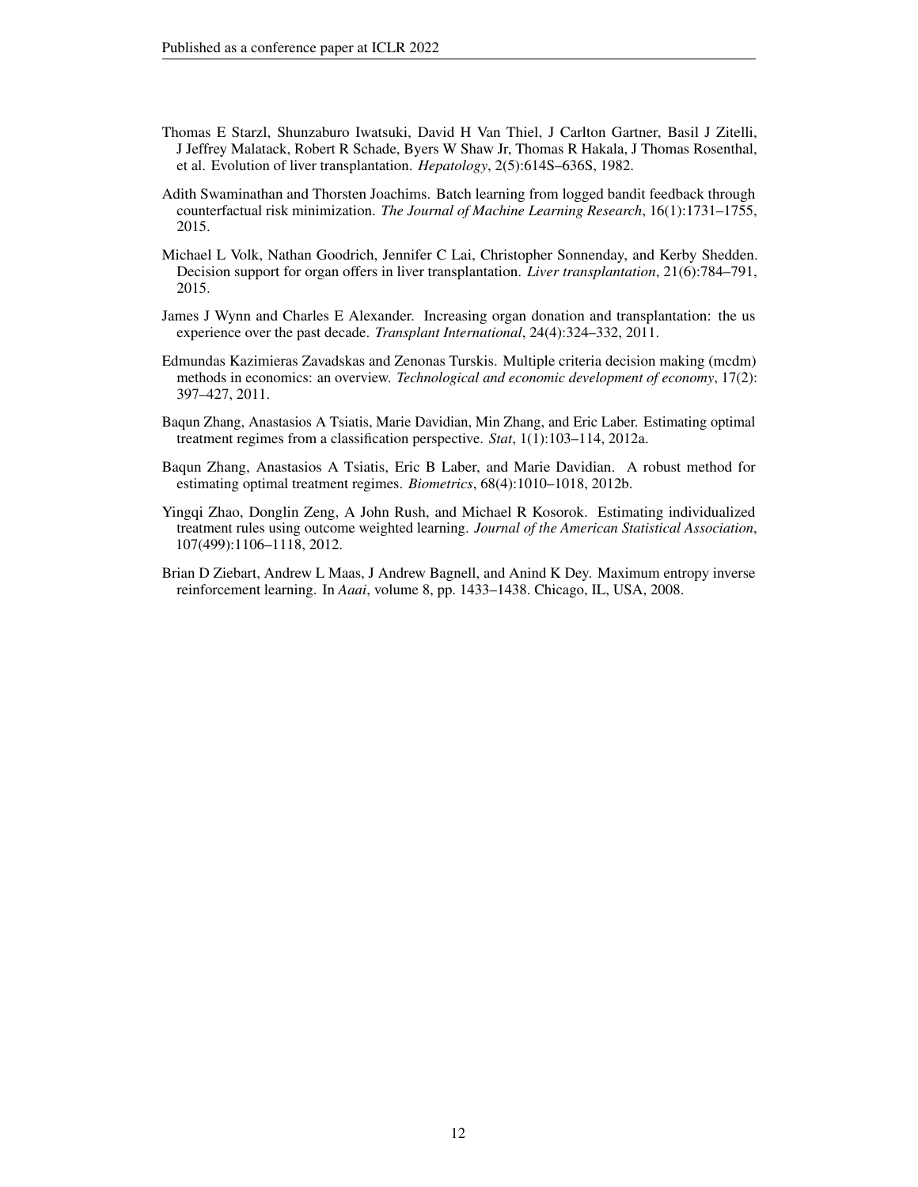Thomas E Starzl, Shunzaburo Iwatsuki, David H Van Thiel, J Carlton Gartner, Basil J Zitelli, J Jeffrey Malatack, Robert R Schade, Byers W Shaw Jr, Thomas R Hakala, J Thomas Rosenthal, et al. Evolution of liver transplantation. *Hepatology*, 2(5):614S–636S, 1982.

Adith Swaminathan and Thorsten Joachims. Batch learning from logged bandit feedback through counterfactual risk minimization. *The Journal of Machine Learning Research*, 16(1):1731–1755, 2015.

Michael L Volk, Nathan Goodrich, Jennifer C Lai, Christopher Sonnenday, and Kerby Shedden. Decision support for organ offers in liver transplantation. *Liver transplantation*, 21(6):784–791, 2015.

James J Wynn and Charles E Alexander. Increasing organ donation and transplantation: the us experience over the past decade. *Transplant International*, 24(4):324–332, 2011.

Edmundas Kazimieras Zavadskas and Zenonas Turskis. Multiple criteria decision making (mcdm) methods in economics: an overview. *Technological and economic development of economy*, 17(2): 397–427, 2011.

Baqun Zhang, Anastasios A Tsiatis, Marie Davidian, Min Zhang, and Eric Laber. Estimating optimal treatment regimes from a classification perspective. *Stat*, 1(1):103–114, 2012a.

Baqun Zhang, Anastasios A Tsiatis, Eric B Laber, and Marie Davidian. A robust method for estimating optimal treatment regimes. *Biometrics*, 68(4):1010–1018, 2012b.

Yingqi Zhao, Donglin Zeng, A John Rush, and Michael R Kosorok. Estimating individualized treatment rules using outcome weighted learning. *Journal of the American Statistical Association*, 107(499):1106–1118, 2012.

Brian D Ziebart, Andrew L Maas, J Andrew Bagnell, and Anind K Dey. Maximum entropy inverse reinforcement learning. In *Aaai*, volume 8, pp. 1433–1438. Chicago, IL, USA, 2008.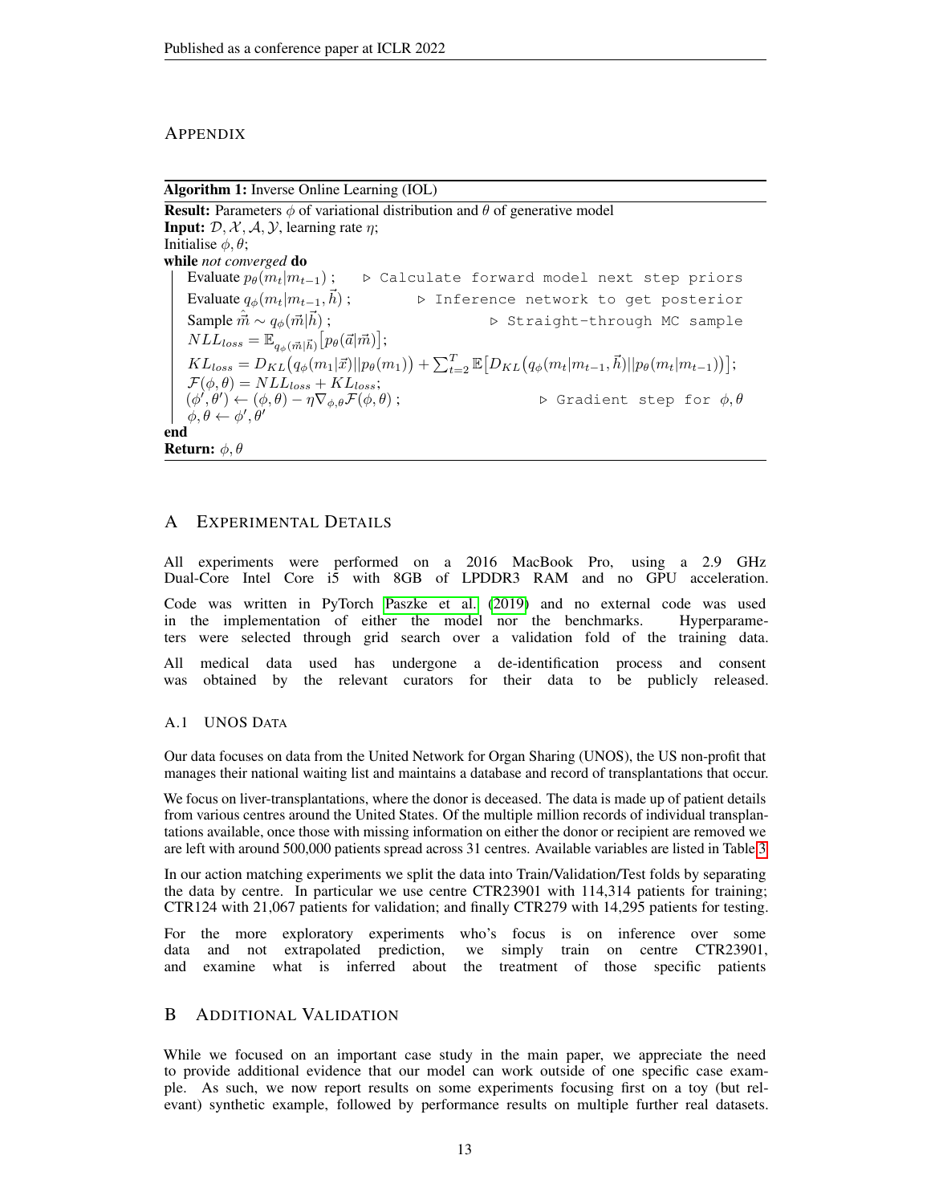# APPENDIX

**Algorithm 1:** Inverse Online Learning (IOL)

**Result:** Parameters $\phi$ of variational distribution and $\theta$ of generative model
**Input:** $\mathcal{D}, \mathcal{X}, \mathcal{A}, \mathcal{Y}$, learning rate $\eta$;
Initialise $\phi, \theta$;
**while** *not converged* **do**

```
    Evaluate p_θ(m_t | m_{t-1}) ;        ▷ Calculate forward model next step priors
    Evaluate q_φ(m_t | m_{t-1}, h) ;     ▷ Inference network to get posterior
    Sample m̂ ~ q_φ(m | h) ;              ▷ Straight-through MC sample
```

$NLL_{loss} = \mathbb{E}_{q_\phi(\vec{m}|\vec{h})}\big[p_\theta(\vec{a}|\vec{m})\big]$;

$KL_{loss} = D_{KL}\big(q_\phi(m_1|\vec{x})||p_\theta(m_1)\big) + \sum_{t=2}^{T} \mathbb{E}\big[D_{KL}\big(q_\phi(m_t|m_{t-1}, \vec{h})||p_\theta(m_t|m_{t-1})\big)\big]$;

$\mathcal{F}(\phi, \theta) = NLL_{loss} + KL_{loss}$;

$(\phi', \theta') \leftarrow (\phi, \theta) - \eta \nabla_{\phi,\theta} \mathcal{F}(\phi, \theta)$; ▷ Gradient step for $\phi, \theta$

$\phi, \theta \leftarrow \phi', \theta'$

**end**
**Return:** $\phi, \theta$

## A EXPERIMENTAL DETAILS

All experiments were performed on a 2016 MacBook Pro, using a 2.9 GHz Dual-Core Intel Core i5 with 8GB of LPDDR3 RAM and no GPU acceleration.

Code was written in PyTorch Paszke et al. (2019) and no external code was used in the implementation of either the model nor the benchmarks. Hyperparameters were selected through grid search over a validation fold of the training data.

All medical data used has undergone a de-identification process and consent was obtained by the relevant curators for their data to be publicly released.

### A.1 UNOS DATA

Our data focuses on data from the United Network for Organ Sharing (UNOS), the US non-profit that manages their national waiting list and maintains a database and record of transplantations that occur.

We focus on liver-transplantations, where the donor is deceased. The data is made up of patient details from various centres around the United States. Of the multiple million records of individual transplantations available, once those with missing information on either the donor or recipient are removed we are left with around 500,000 patients spread across 31 centres. Available variables are listed in Table 3.

In our action matching experiments we split the data into Train/Validation/Test folds by separating the data by centre. In particular we use centre CTR23901 with 114,314 patients for training; CTR124 with 21,067 patients for validation; and finally CTR279 with 14,295 patients for testing.

For the more exploratory experiments who's focus is on inference over some data and not extrapolated prediction, we simply train on centre CTR23901, and examine what is inferred about the treatment of those specific patients

## B ADDITIONAL VALIDATION

While we focused on an important case study in the main paper, we appreciate the need to provide additional evidence that our model can work outside of one specific case example. As such, we now report results on some experiments focusing first on a toy (but relevant) synthetic example, followed by performance results on multiple further real datasets.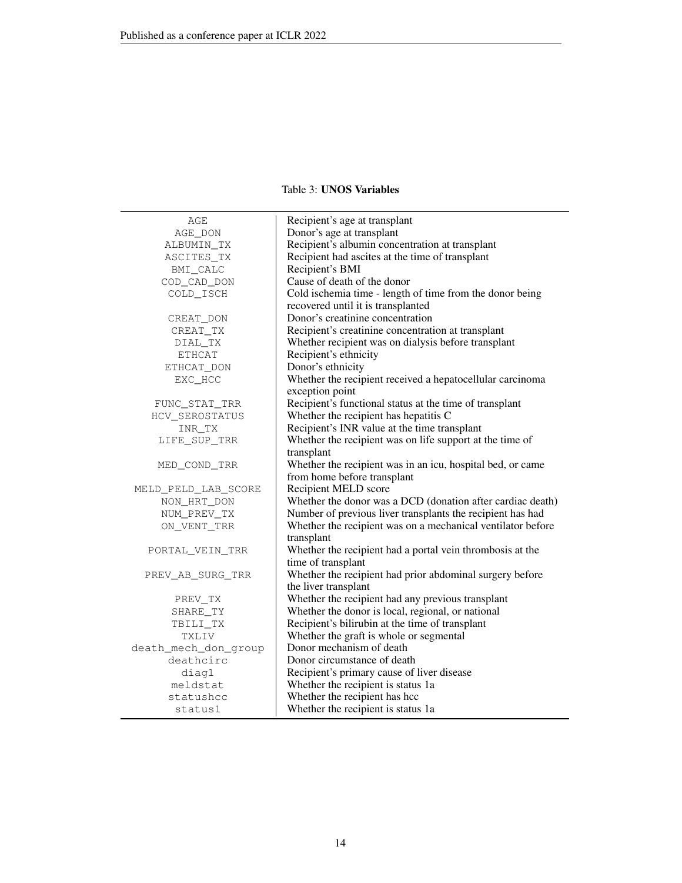Table 3: **UNOS Variables**

| Variable | Description |
|---|---|
| AGE | Recipient's age at transplant |
| AGE_DON | Donor's age at transplant |
| ALBUMIN_TX | Recipient's albumin concentration at transplant |
| ASCITES_TX | Recipient had ascites at the time of transplant |
| BMI_CALC | Recipient's BMI |
| COD_CAD_DON | Cause of death of the donor |
| COLD_ISCH | Cold ischemia time - length of time from the donor being recovered until it is transplanted |
| CREAT_DON | Donor's creatinine concentration |
| CREAT_TX | Recipient's creatinine concentration at transplant |
| DIAL_TX | Whether recipient was on dialysis before transplant |
| ETHCAT | Recipient's ethnicity |
| ETHCAT_DON | Donor's ethnicity |
| EXC_HCC | Whether the recipient received a hepatocellular carcinoma exception point |
| FUNC_STAT_TRR | Recipient's functional status at the time of transplant |
| HCV_SEROSTATUS | Whether the recipient has hepatitis C |
| INR_TX | Recipient's INR value at the time transplant |
| LIFE_SUP_TRR | Whether the recipient was on life support at the time of transplant |
| MED_COND_TRR | Whether the recipient was in an icu, hospital bed, or came from home before transplant |
| MELD_PELD_LAB_SCORE | Recipient MELD score |
| NON_HRT_DON | Whether the donor was a DCD (donation after cardiac death) |
| NUM_PREV_TX | Number of previous liver transplants the recipient has had |
| ON_VENT_TRR | Whether the recipient was on a mechanical ventilator before transplant |
| PORTAL_VEIN_TRR | Whether the recipient had a portal vein thrombosis at the time of transplant |
| PREV_AB_SURG_TRR | Whether the recipient had prior abdominal surgery before the liver transplant |
| PREV_TX | Whether the recipient had any previous transplant |
| SHARE_TY | Whether the donor is local, regional, or national |
| TBILI_TX | Recipient's bilirubin at the time of transplant |
| TXLIV | Whether the graft is whole or segmental |
| death_mech_don_group | Donor mechanism of death |
| deathcirc | Donor circumstance of death |
| diag1 | Recipient's primary cause of liver disease |
| meldstat | Whether the recipient is status 1a |
| statushcc | Whether the recipient has hcc |
| status1 | Whether the recipient is status 1a |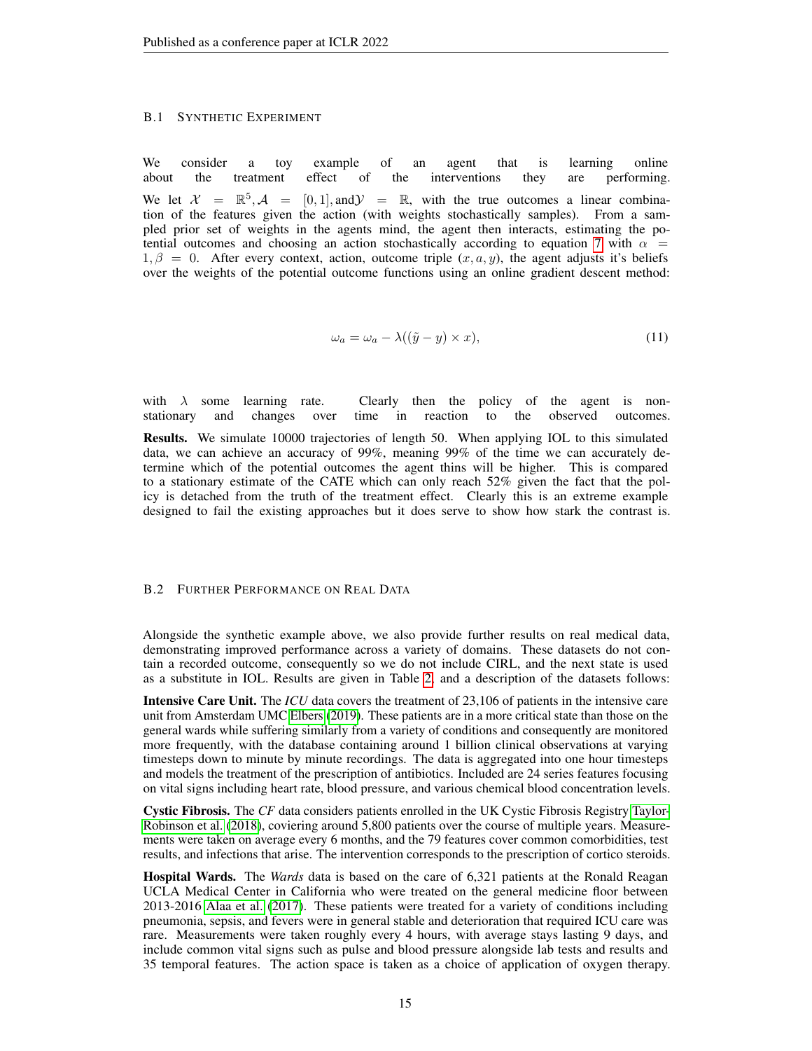### B.1 Synthetic Experiment

We consider a toy example of an agent that is learning online about the treatment effect of the interventions they are performing. We let $\mathcal{X} = \mathbb{R}^5, \mathcal{A} = [0,1], \text{and} \mathcal{Y} = \mathbb{R}$, with the true outcomes a linear combination of the features given the action (with weights stochastically samples). From a sampled prior set of weights in the agents mind, the agent then interacts, estimating the potential outcomes and choosing an action stochastically according to equation 7 with $\alpha = 1, \beta = 0$. After every context, action, outcome triple $(x, a, y)$, the agent adjusts it's beliefs over the weights of the potential outcome functions using an online gradient descent method:

$$\omega_a = \omega_a - \lambda((\tilde{y} - y) \times x), \tag{11}$$

with $\lambda$ some learning rate. Clearly then the policy of the agent is non-stationary and changes over time in reaction to the observed outcomes.

**Results.** We simulate 10000 trajectories of length 50. When applying IOL to this simulated data, we can achieve an accuracy of 99%, meaning 99% of the time we can accurately determine which of the potential outcomes the agent thins will be higher. This is compared to a stationary estimate of the CATE which can only reach 52% given the fact that the policy is detached from the truth of the treatment effect. Clearly this is an extreme example designed to fail the existing approaches but it does serve to show how stark the contrast is.

### B.2 Further Performance on Real Data

Alongside the synthetic example above, we also provide further results on real medical data, demonstrating improved performance across a variety of domains. These datasets do not contain a recorded outcome, consequently so we do not include CIRL, and the next state is used as a substitute in IOL. Results are given in Table 2, and a description of the datasets follows:

**Intensive Care Unit.** The *ICU* data covers the treatment of 23,106 of patients in the intensive care unit from Amsterdam UMC Elbers (2019). These patients are in a more critical state than those on the general wards while suffering similarly from a variety of conditions and consequently are monitored more frequently, with the database containing around 1 billion clinical observations at varying timesteps down to minute by minute recordings. The data is aggregated into one hour timesteps and models the treatment of the prescription of antibiotics. Included are 24 series features focusing on vital signs including heart rate, blood pressure, and various chemical blood concentration levels.

**Cystic Fibrosis.** The *CF* data considers patients enrolled in the UK Cystic Fibrosis Registry Taylor-Robinson et al. (2018), coviering around 5,800 patients over the course of multiple years. Measurements were taken on average every 6 months, and the 79 features cover common comorbidities, test results, and infections that arise. The intervention corresponds to the prescription of cortico steroids.

**Hospital Wards.** The *Wards* data is based on the care of 6,321 patients at the Ronald Reagan UCLA Medical Center in California who were treated on the general medicine floor between 2013-2016 Alaa et al. (2017). These patients were treated for a variety of conditions including pneumonia, sepsis, and fevers were in general stable and deterioration that required ICU care was rare. Measurements were taken roughly every 4 hours, with average stays lasting 9 days, and include common vital signs such as pulse and blood pressure alongside lab tests and results and 35 temporal features. The action space is taken as a choice of application of oxygen therapy.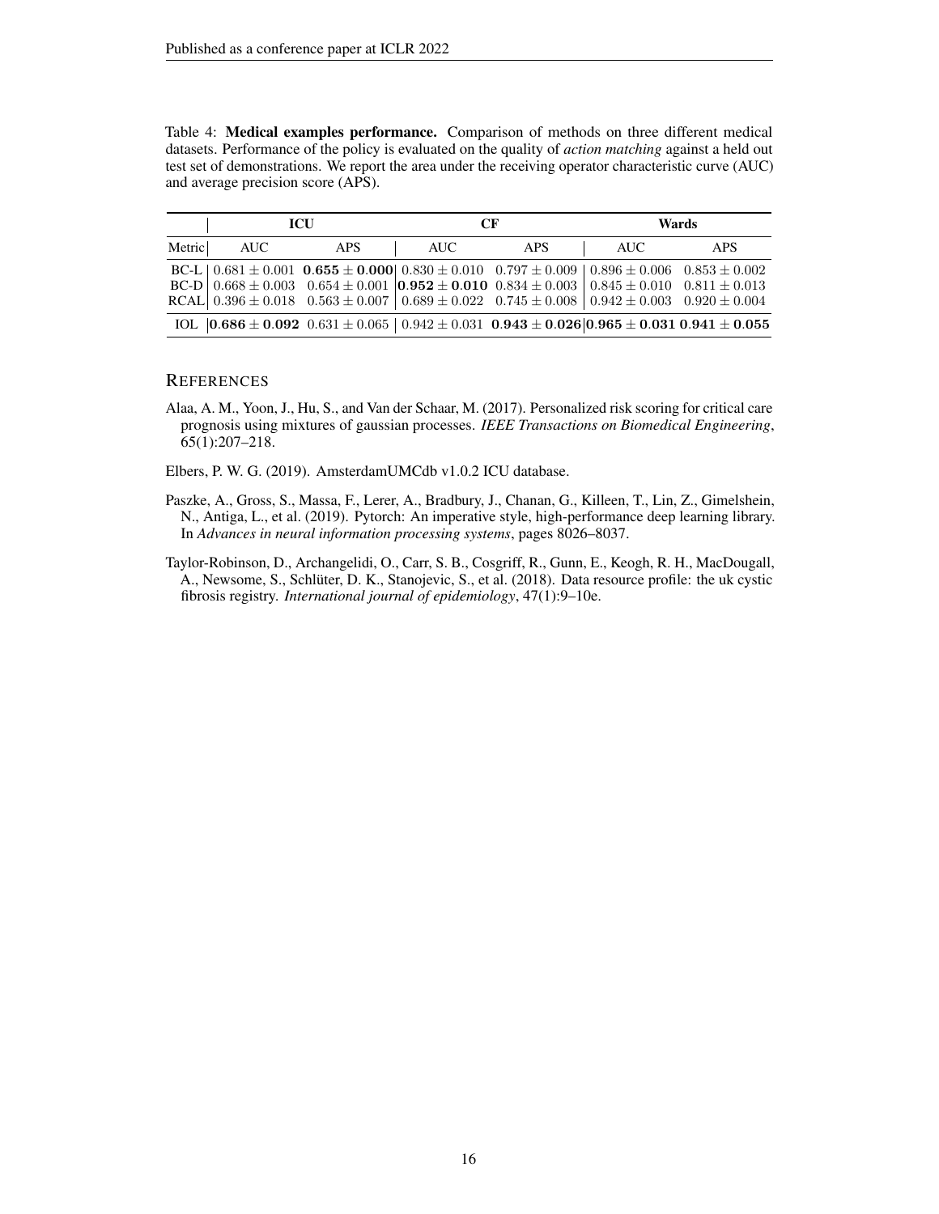Table 4: **Medical examples performance.** Comparison of methods on three different medical datasets. Performance of the policy is evaluated on the quality of *action matching* against a held out test set of demonstrations. We report the area under the receiving operator characteristic curve (AUC) and average precision score (APS).

| | ICU | | CF | | Wards | |
|---|---|---|---|---|---|---|
| Metric | AUC | APS | AUC | APS | AUC | APS |
| BC-L | $0.681 \pm 0.001$ | $\mathbf{0.655 \pm 0.000}$ | $0.830 \pm 0.010$ | $0.797 \pm 0.009$ | $0.896 \pm 0.006$ | $0.853 \pm 0.002$ |
| BC-D | $0.668 \pm 0.003$ | $0.654 \pm 0.001$ | $\mathbf{0.952 \pm 0.010}$ | $0.834 \pm 0.003$ | $0.845 \pm 0.010$ | $0.811 \pm 0.013$ |
| RCAL | $0.396 \pm 0.018$ | $0.563 \pm 0.007$ | $0.689 \pm 0.022$ | $0.745 \pm 0.008$ | $0.942 \pm 0.003$ | $0.920 \pm 0.004$ |
| IOL | $\mathbf{0.686 \pm 0.092}$ | $0.631 \pm 0.065$ | $0.942 \pm 0.031$ | $\mathbf{0.943 \pm 0.026}$ | $\mathbf{0.965 \pm 0.031}$ | $\mathbf{0.941 \pm 0.055}$ |

## References

Alaa, A. M., Yoon, J., Hu, S., and Van der Schaar, M. (2017). Personalized risk scoring for critical care prognosis using mixtures of gaussian processes. *IEEE Transactions on Biomedical Engineering*, 65(1):207–218.

Elbers, P. W. G. (2019). AmsterdamUMCdb v1.0.2 ICU database.

Paszke, A., Gross, S., Massa, F., Lerer, A., Bradbury, J., Chanan, G., Killeen, T., Lin, Z., Gimelshein, N., Antiga, L., et al. (2019). Pytorch: An imperative style, high-performance deep learning library. In *Advances in neural information processing systems*, pages 8026–8037.

Taylor-Robinson, D., Archangelidi, O., Carr, S. B., Cosgriff, R., Gunn, E., Keogh, R. H., MacDougall, A., Newsome, S., Schlüter, D. K., Stanojevic, S., et al. (2018). Data resource profile: the uk cystic fibrosis registry. *International journal of epidemiology*, 47(1):9–10e.